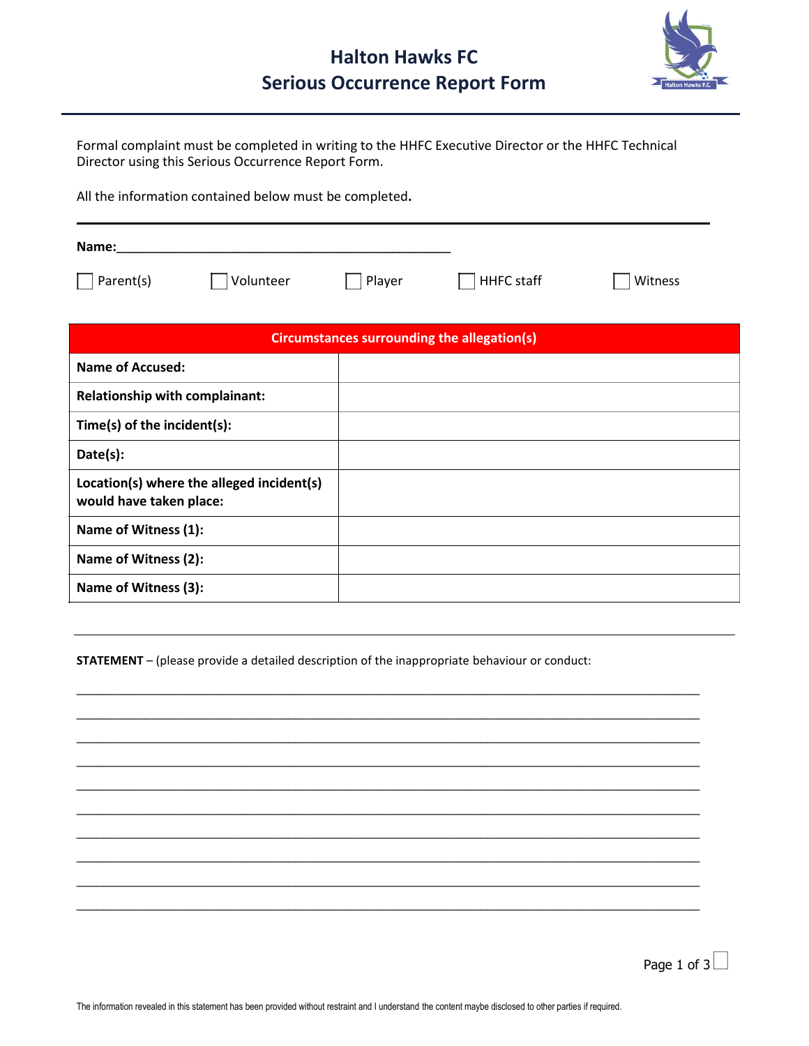# Halton Hawks FC
# Serious Occurrence Report Form

---

Formal complaint must be completed in writing to the HHFC Executive Director or the HHFC Technical Director using this Serious Occurrence Report Form.

All the information contained below must be completed**.**

---

**Name:**\_\_\_\_\_\_\_\_\_\_\_\_\_\_\_\_\_\_\_\_\_\_\_\_\_\_\_\_\_\_\_\_\_\_\_\_\_\_\_\_\_\_\_\_\_\_

☐ Parent(s) ☐ Volunteer ☐ Player ☐ HHFC staff ☐ Witness

| Circumstances surrounding the allegation(s) | |
|---|---|
| **Name of Accused:** | |
| **Relationship with complainant:** | |
| **Time(s) of the incident(s):** | |
| **Date(s):** | |
| **Location(s) where the alleged incident(s) would have taken place:** | |
| **Name of Witness (1):** | |
| **Name of Witness (2):** | |
| **Name of Witness (3):** | |

---

**STATEMENT** – (please provide a detailed description of the inappropriate behaviour or conduct:

\_\_\_\_\_\_\_\_\_\_\_\_\_\_\_\_\_\_\_\_\_\_\_\_\_\_\_\_\_\_\_\_\_\_\_\_\_\_\_\_\_\_\_\_\_\_\_\_\_\_\_\_\_\_\_\_\_\_\_\_\_\_\_\_\_\_\_\_\_\_\_\_\_\_\_\_\_\_

\_\_\_\_\_\_\_\_\_\_\_\_\_\_\_\_\_\_\_\_\_\_\_\_\_\_\_\_\_\_\_\_\_\_\_\_\_\_\_\_\_\_\_\_\_\_\_\_\_\_\_\_\_\_\_\_\_\_\_\_\_\_\_\_\_\_\_\_\_\_\_\_\_\_\_\_\_\_

\_\_\_\_\_\_\_\_\_\_\_\_\_\_\_\_\_\_\_\_\_\_\_\_\_\_\_\_\_\_\_\_\_\_\_\_\_\_\_\_\_\_\_\_\_\_\_\_\_\_\_\_\_\_\_\_\_\_\_\_\_\_\_\_\_\_\_\_\_\_\_\_\_\_\_\_\_\_

\_\_\_\_\_\_\_\_\_\_\_\_\_\_\_\_\_\_\_\_\_\_\_\_\_\_\_\_\_\_\_\_\_\_\_\_\_\_\_\_\_\_\_\_\_\_\_\_\_\_\_\_\_\_\_\_\_\_\_\_\_\_\_\_\_\_\_\_\_\_\_\_\_\_\_\_\_\_

\_\_\_\_\_\_\_\_\_\_\_\_\_\_\_\_\_\_\_\_\_\_\_\_\_\_\_\_\_\_\_\_\_\_\_\_\_\_\_\_\_\_\_\_\_\_\_\_\_\_\_\_\_\_\_\_\_\_\_\_\_\_\_\_\_\_\_\_\_\_\_\_\_\_\_\_\_\_

\_\_\_\_\_\_\_\_\_\_\_\_\_\_\_\_\_\_\_\_\_\_\_\_\_\_\_\_\_\_\_\_\_\_\_\_\_\_\_\_\_\_\_\_\_\_\_\_\_\_\_\_\_\_\_\_\_\_\_\_\_\_\_\_\_\_\_\_\_\_\_\_\_\_\_\_\_\_

\_\_\_\_\_\_\_\_\_\_\_\_\_\_\_\_\_\_\_\_\_\_\_\_\_\_\_\_\_\_\_\_\_\_\_\_\_\_\_\_\_\_\_\_\_\_\_\_\_\_\_\_\_\_\_\_\_\_\_\_\_\_\_\_\_\_\_\_\_\_\_\_\_\_\_\_\_\_

\_\_\_\_\_\_\_\_\_\_\_\_\_\_\_\_\_\_\_\_\_\_\_\_\_\_\_\_\_\_\_\_\_\_\_\_\_\_\_\_\_\_\_\_\_\_\_\_\_\_\_\_\_\_\_\_\_\_\_\_\_\_\_\_\_\_\_\_\_\_\_\_\_\_\_\_\_\_

\_\_\_\_\_\_\_\_\_\_\_\_\_\_\_\_\_\_\_\_\_\_\_\_\_\_\_\_\_\_\_\_\_\_\_\_\_\_\_\_\_\_\_\_\_\_\_\_\_\_\_\_\_\_\_\_\_\_\_\_\_\_\_\_\_\_\_\_\_\_\_\_\_\_\_\_\_\_

\_\_\_\_\_\_\_\_\_\_\_\_\_\_\_\_\_\_\_\_\_\_\_\_\_\_\_\_\_\_\_\_\_\_\_\_\_\_\_\_\_\_\_\_\_\_\_\_\_\_\_\_\_\_\_\_\_\_\_\_\_\_\_\_\_\_\_\_\_\_\_\_\_\_\_\_\_\_

The information revealed in this statement has been provided without restraint and I understand the content maybe disclosed to other parties if required.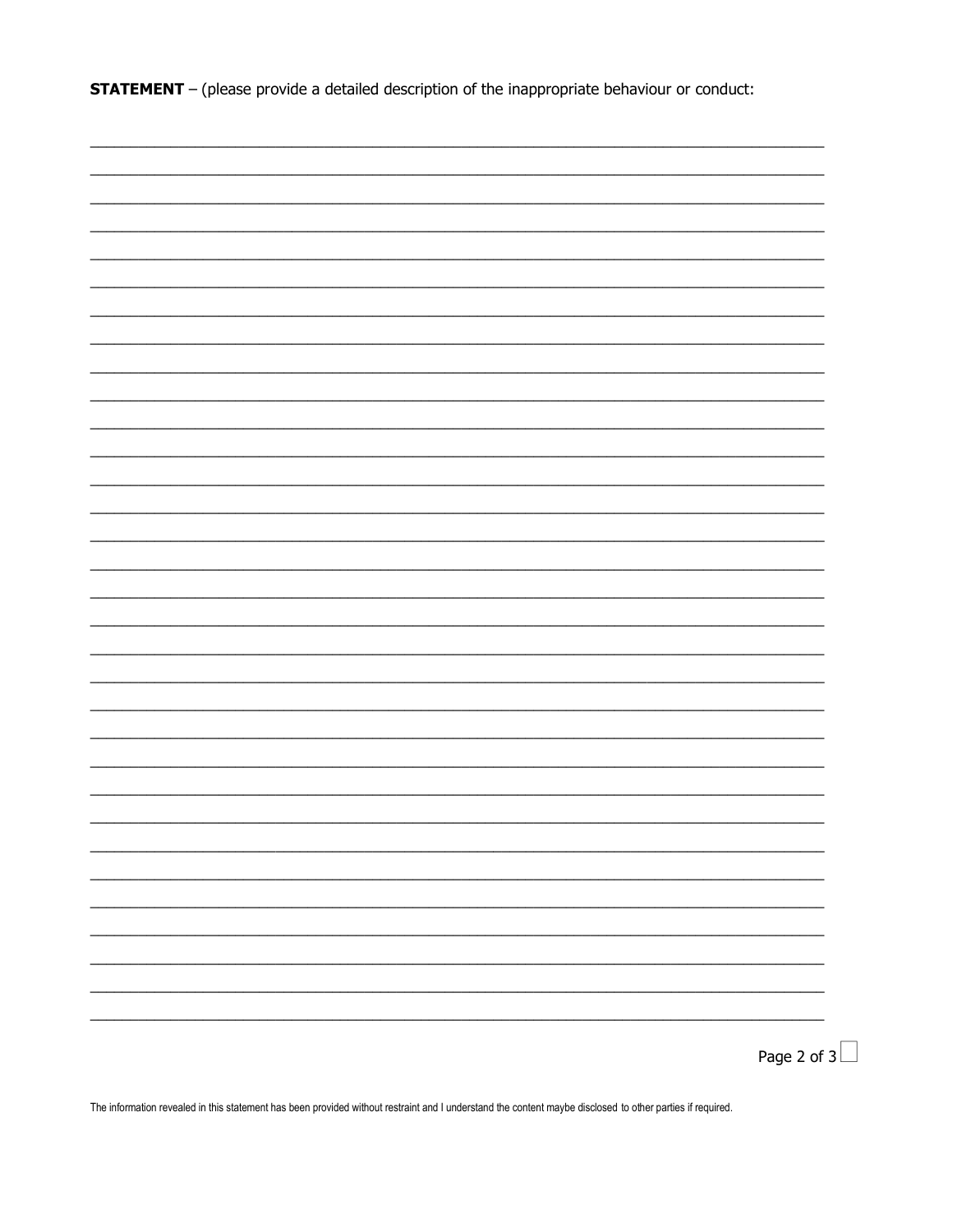**STATEMENT** – (please provide a detailed description of the inappropriate behaviour or conduct:

____________________________________________________________________________

____________________________________________________________________________

____________________________________________________________________________

____________________________________________________________________________

____________________________________________________________________________

____________________________________________________________________________

____________________________________________________________________________

____________________________________________________________________________

____________________________________________________________________________

____________________________________________________________________________

____________________________________________________________________________

____________________________________________________________________________

____________________________________________________________________________

____________________________________________________________________________

____________________________________________________________________________

____________________________________________________________________________

____________________________________________________________________________

____________________________________________________________________________

____________________________________________________________________________

____________________________________________________________________________

____________________________________________________________________________

____________________________________________________________________________

____________________________________________________________________________

____________________________________________________________________________

____________________________________________________________________________

____________________________________________________________________________

____________________________________________________________________________

____________________________________________________________________________

____________________________________________________________________________

____________________________________________________________________________

____________________________________________________________________________

☐

The information revealed in this statement has been provided without restraint and I understand the content maybe disclosed to other parties if required.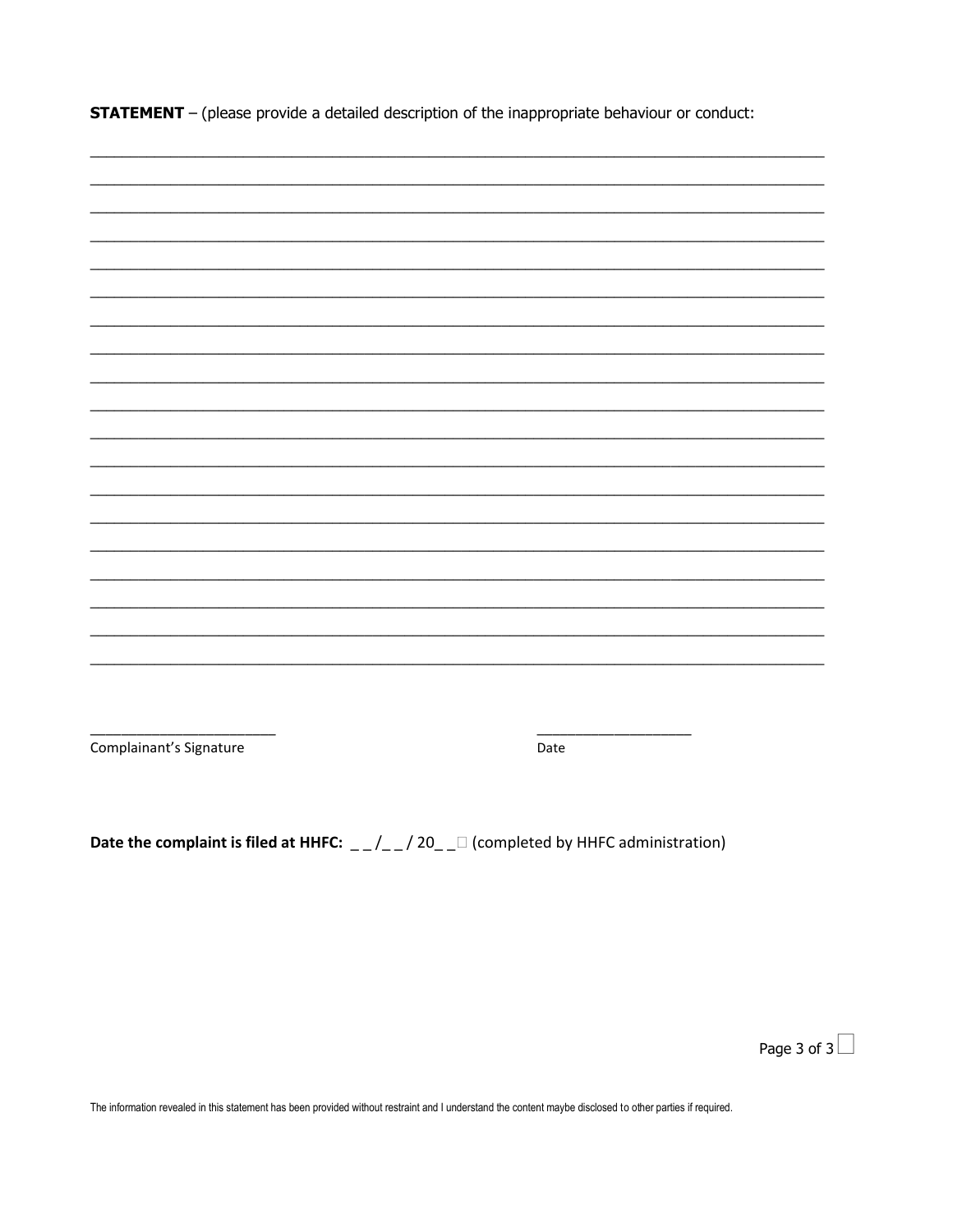**STATEMENT** – (please provide a detailed description of the inappropriate behaviour or conduct:

___________________________________________________________________________

___________________________________________________________________________

___________________________________________________________________________

___________________________________________________________________________

___________________________________________________________________________

___________________________________________________________________________

___________________________________________________________________________

___________________________________________________________________________

___________________________________________________________________________

___________________________________________________________________________

___________________________________________________________________________

___________________________________________________________________________

___________________________________________________________________________

___________________________________________________________________________

___________________________________________________________________________

___________________________________________________________________________

___________________________________________________________________________

___________________________________________________________________________

___________________________________________________________________________

_______________________ &nbsp;&nbsp;&nbsp;&nbsp;&nbsp;&nbsp;&nbsp;&nbsp;&nbsp;&nbsp;&nbsp;&nbsp;&nbsp;&nbsp;&nbsp;&nbsp;&nbsp;&nbsp;&nbsp;&nbsp; ___________________

Complainant's Signature &nbsp;&nbsp;&nbsp;&nbsp;&nbsp;&nbsp;&nbsp;&nbsp;&nbsp;&nbsp;&nbsp;&nbsp;&nbsp;&nbsp;&nbsp;&nbsp;&nbsp;&nbsp;&nbsp;&nbsp; Date

**Date the complaint is filed at HHFC:** _ _/_ _/ 20_ _ (completed by HHFC administration)

The information revealed in this statement has been provided without restraint and I understand the content maybe disclosed to other parties if required.